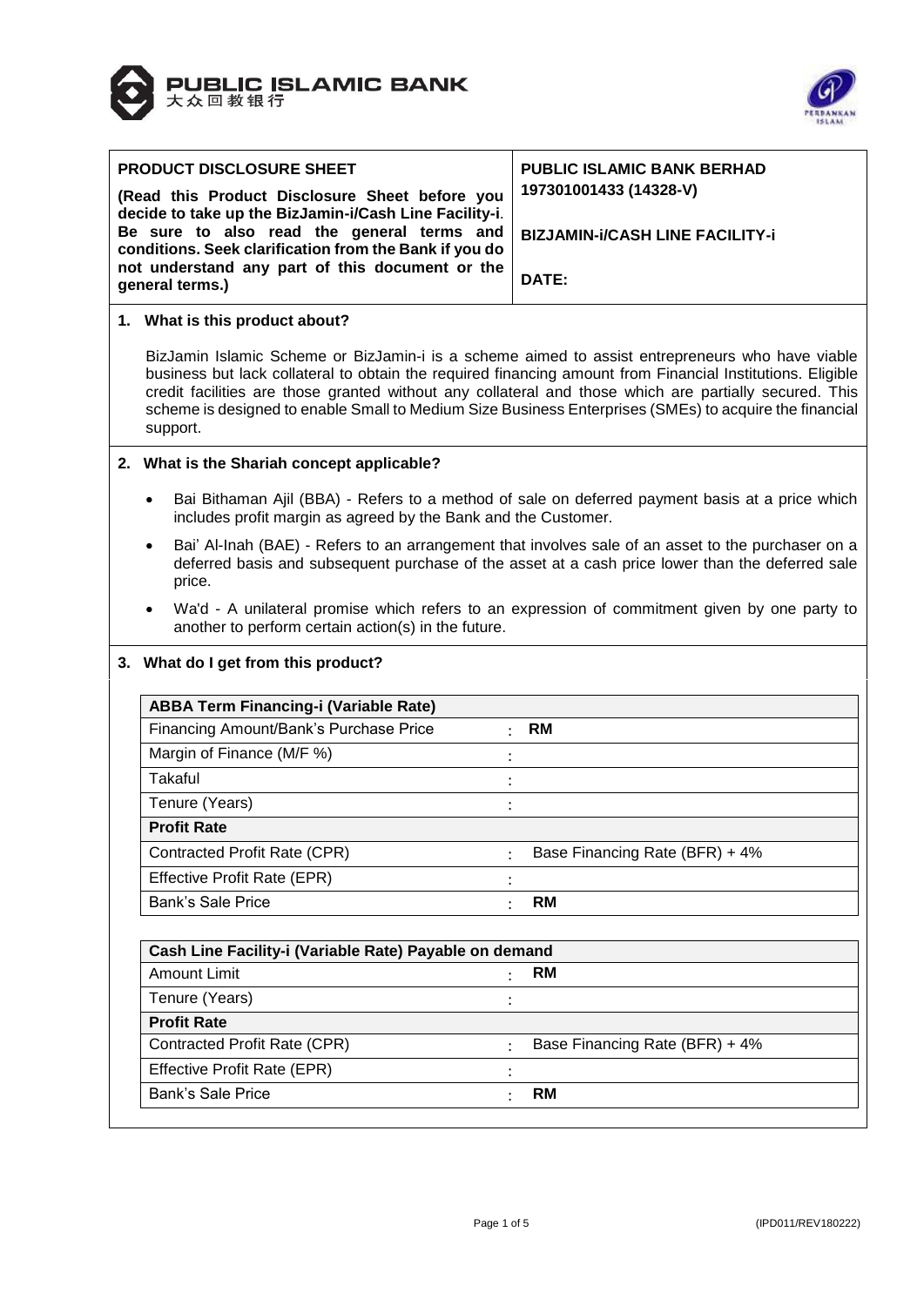PUBLIC ISLAMIC BANK
大众回教银行

| **PRODUCT DISCLOSURE SHEET** **(Read this Product Disclosure Sheet before you decide to take up the BizJamin-i/Cash Line Facility-i. Be sure to also read the general terms and conditions. Seek clarification from the Bank if you do not understand any part of this document or the general terms.)** | **PUBLIC ISLAMIC BANK BERHAD 197301001433 (14328-V)** **BIZJAMIN-i/CASH LINE FACILITY-i** **DATE:** |
|---|---|

## 1. What is this product about?

BizJamin Islamic Scheme or BizJamin-i is a scheme aimed to assist entrepreneurs who have viable business but lack collateral to obtain the required financing amount from Financial Institutions. Eligible credit facilities are those granted without any collateral and those which are partially secured. This scheme is designed to enable Small to Medium Size Business Enterprises (SMEs) to acquire the financial support.

## 2. What is the Shariah concept applicable?

- Bai Bithaman Ajil (BBA) - Refers to a method of sale on deferred payment basis at a price which includes profit margin as agreed by the Bank and the Customer.
- Bai' Al-Inah (BAE) - Refers to an arrangement that involves sale of an asset to the purchaser on a deferred basis and subsequent purchase of the asset at a cash price lower than the deferred sale price.
- Wa'd - A unilateral promise which refers to an expression of commitment given by one party to another to perform certain action(s) in the future.

## 3. What do I get from this product?

| **ABBA Term Financing-i (Variable Rate)** | | |
|---|---|---|
| Financing Amount/Bank's Purchase Price | : | **RM** |
| Margin of Finance (M/F %) | : | |
| Takaful | : | |
| Tenure (Years) | : | |
| **Profit Rate** | | |
| Contracted Profit Rate (CPR) | : | Base Financing Rate (BFR) + 4% |
| Effective Profit Rate (EPR) | : | |
| Bank's Sale Price | : | **RM** |

| **Cash Line Facility-i (Variable Rate) Payable on demand** | | |
|---|---|---|
| Amount Limit | : | **RM** |
| Tenure (Years) | : | |
| **Profit Rate** | | |
| Contracted Profit Rate (CPR) | : | Base Financing Rate (BFR) + 4% |
| Effective Profit Rate (EPR) | : | |
| Bank's Sale Price | : | **RM** |

(IPD011/REV180222)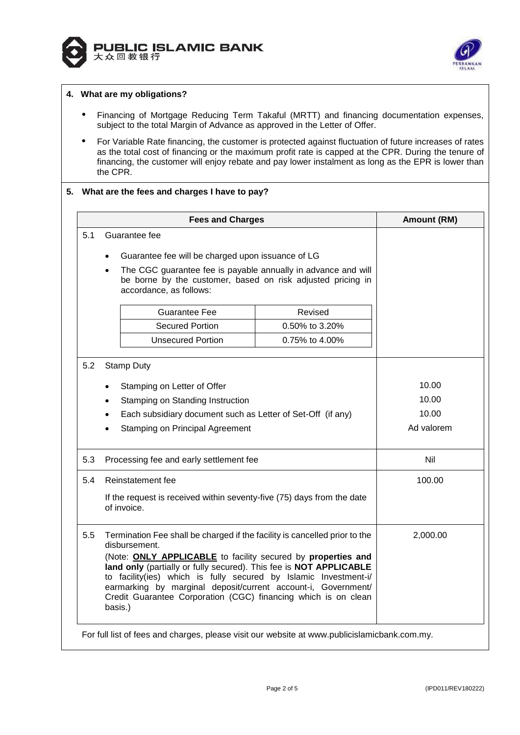## 4. What are my obligations?

- Financing of Mortgage Reducing Term Takaful (MRTT) and financing documentation expenses, subject to the total Margin of Advance as approved in the Letter of Offer.
- For Variable Rate financing, the customer is protected against fluctuation of future increases of rates as the total cost of financing or the maximum profit rate is capped at the CPR. During the tenure of financing, the customer will enjoy rebate and pay lower instalment as long as the EPR is lower than the CPR.

## 5. What are the fees and charges I have to pay?

| | Fees and Charges | Amount (RM) |
|---|---|---|
| 5.1 | Guarantee fee<br>• Guarantee fee will be charged upon issuance of LG<br>• The CGC guarantee fee is payable annually in advance and will be borne by the customer, based on risk adjusted pricing in accordance, as follows:<br>Guarantee Fee – Revised<br>Secured Portion – 0.50% to 3.20%<br>Unsecured Portion – 0.75% to 4.00% | |
| 5.2 | Stamp Duty<br>• Stamping on Letter of Offer<br>• Stamping on Standing Instruction<br>• Each subsidiary document such as Letter of Set-Off (if any)<br>• Stamping on Principal Agreement | <br>10.00<br>10.00<br>10.00<br>Ad valorem |
| 5.3 | Processing fee and early settlement fee | Nil |
| 5.4 | Reinstatement fee<br>If the request is received within seventy-five (75) days from the date of invoice. | 100.00 |
| 5.5 | Termination Fee shall be charged if the facility is cancelled prior to the disbursement.<br>(Note: **<u>ONLY APPLICABLE</u>** to facility secured by **properties and land only** (partially or fully secured). This fee is **NOT APPLICABLE** to facility(ies) which is fully secured by Islamic Investment-i/ earmarking by marginal deposit/current account-i, Government/ Credit Guarantee Corporation (CGC) financing which is on clean basis.) | 2,000.00 |

For full list of fees and charges, please visit our website at www.publicislamicbank.com.my.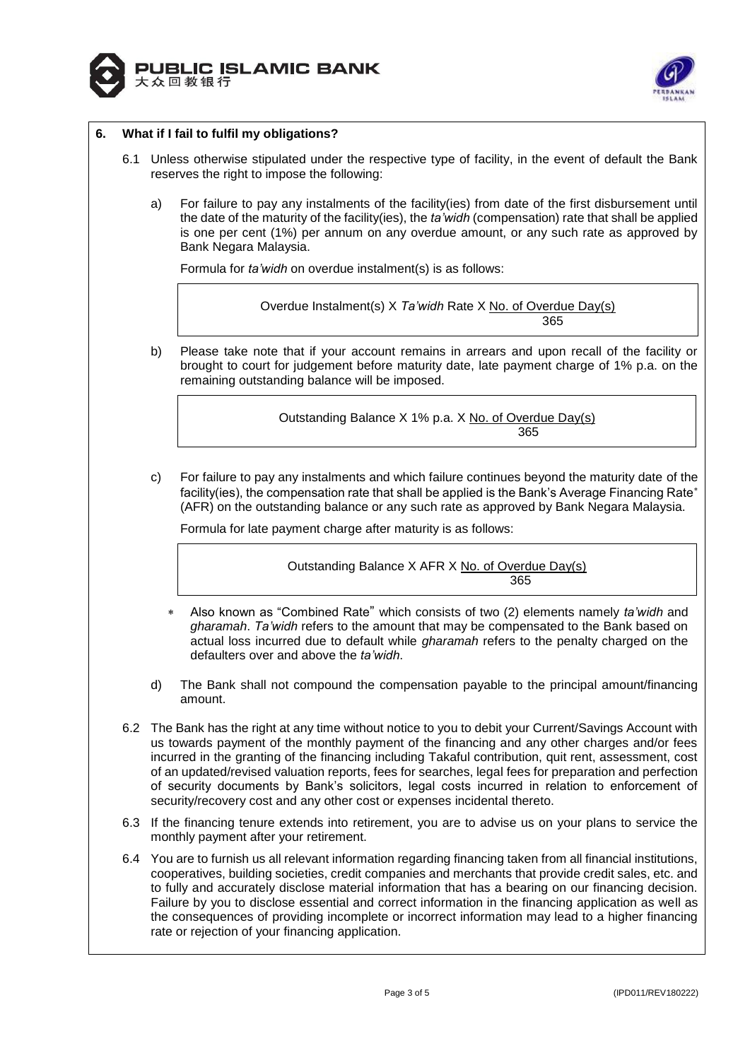## 6. What if I fail to fulfil my obligations?

6.1 Unless otherwise stipulated under the respective type of facility, in the event of default the Bank reserves the right to impose the following:

a) For failure to pay any instalments of the facility(ies) from date of the first disbursement until the date of the maturity of the facility(ies), the *ta'widh* (compensation) rate that shall be applied is one per cent (1%) per annum on any overdue amount, or any such rate as approved by Bank Negara Malaysia.

Formula for *ta'widh* on overdue instalment(s) is as follows:

$$\text{Overdue Instalment(s)} \times \textit{Ta'widh}\text{ Rate} \times \frac{\text{No. of Overdue Day(s)}}{365}$$

b) Please take note that if your account remains in arrears and upon recall of the facility or brought to court for judgement before maturity date, late payment charge of 1% p.a. on the remaining outstanding balance will be imposed.

$$\text{Outstanding Balance} \times 1\%\text{ p.a.} \times \frac{\text{No. of Overdue Day(s)}}{365}$$

c) For failure to pay any instalments and which failure continues beyond the maturity date of the facility(ies), the compensation rate that shall be applied is the Bank's Average Financing Rate* (AFR) on the outstanding balance or any such rate as approved by Bank Negara Malaysia.

Formula for late payment charge after maturity is as follows:

$$\text{Outstanding Balance} \times \text{AFR} \times \frac{\text{No. of Overdue Day(s)}}{365}$$

* Also known as "Combined Rate" which consists of two (2) elements namely *ta'widh* and *gharamah*. *Ta'widh* refers to the amount that may be compensated to the Bank based on actual loss incurred due to default while *gharamah* refers to the penalty charged on the defaulters over and above the *ta'widh*.

d) The Bank shall not compound the compensation payable to the principal amount/financing amount.

6.2 The Bank has the right at any time without notice to you to debit your Current/Savings Account with us towards payment of the monthly payment of the financing and any other charges and/or fees incurred in the granting of the financing including Takaful contribution, quit rent, assessment, cost of an updated/revised valuation reports, fees for searches, legal fees for preparation and perfection of security documents by Bank's solicitors, legal costs incurred in relation to enforcement of security/recovery cost and any other cost or expenses incidental thereto.

6.3 If the financing tenure extends into retirement, you are to advise us on your plans to service the monthly payment after your retirement.

6.4 You are to furnish us all relevant information regarding financing taken from all financial institutions, cooperatives, building societies, credit companies and merchants that provide credit sales, etc. and to fully and accurately disclose material information that has a bearing on our financing decision. Failure by you to disclose essential and correct information in the financing application as well as the consequences of providing incomplete or incorrect information may lead to a higher financing rate or rejection of your financing application.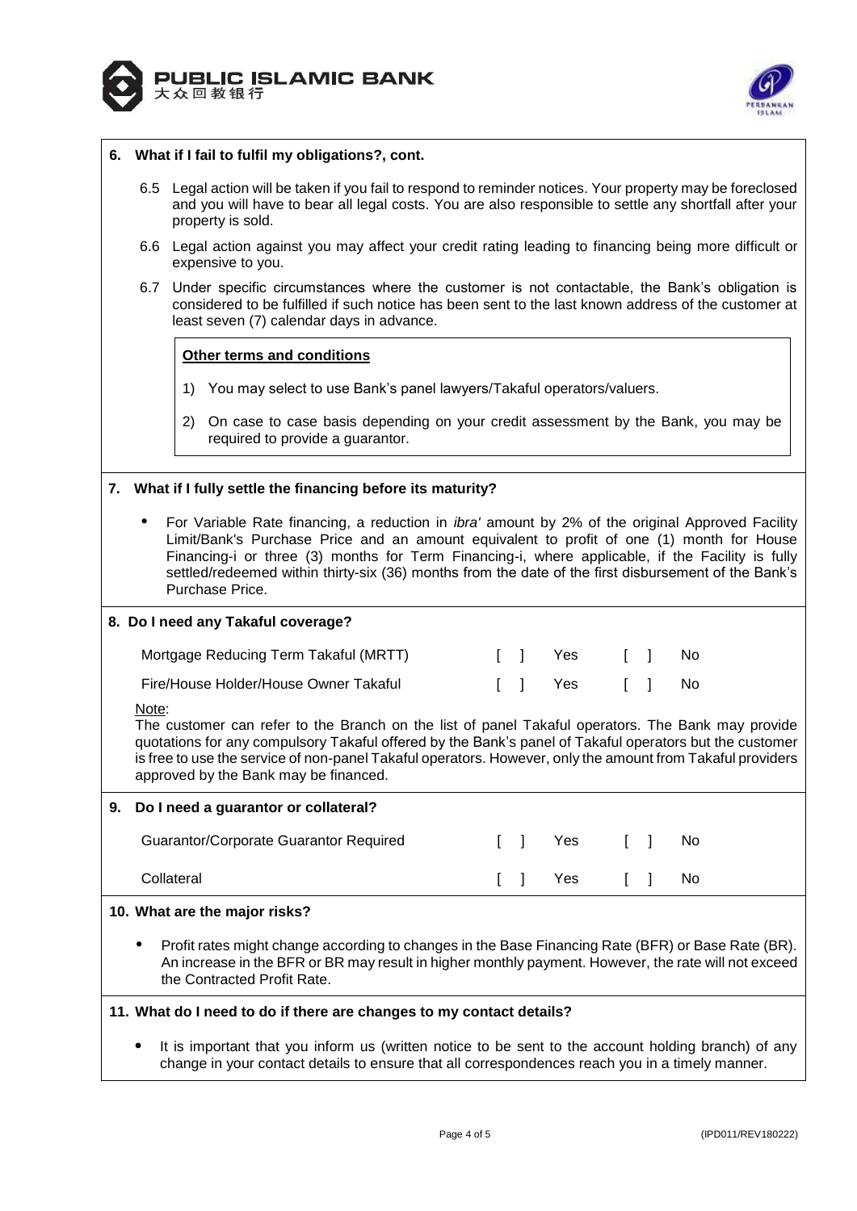## 6. What if I fail to fulfil my obligations?, cont.

6.5 Legal action will be taken if you fail to respond to reminder notices. Your property may be foreclosed and you will have to bear all legal costs. You are also responsible to settle any shortfall after your property is sold.

6.6 Legal action against you may affect your credit rating leading to financing being more difficult or expensive to you.

6.7 Under specific circumstances where the customer is not contactable, the Bank's obligation is considered to be fulfilled if such notice has been sent to the last known address of the customer at least seven (7) calendar days in advance.

**Other terms and conditions**

1) You may select to use Bank's panel lawyers/Takaful operators/valuers.

2) On case to case basis depending on your credit assessment by the Bank, you may be required to provide a guarantor.

## 7. What if I fully settle the financing before its maturity?

- For Variable Rate financing, a reduction in *ibra'* amount by 2% of the original Approved Facility Limit/Bank's Purchase Price and an amount equivalent to profit of one (1) month for House Financing-i or three (3) months for Term Financing-i, where applicable, if the Facility is fully settled/redeemed within thirty-six (36) months from the date of the first disbursement of the Bank's Purchase Price.

## 8. Do I need any Takaful coverage?

| | | | | |
|---|---|---|---|---|
| Mortgage Reducing Term Takaful (MRTT) | [ ] | Yes | [ ] | No |
| Fire/House Holder/House Owner Takaful | [ ] | Yes | [ ] | No |

Note:
The customer can refer to the Branch on the list of panel Takaful operators. The Bank may provide quotations for any compulsory Takaful offered by the Bank's panel of Takaful operators but the customer is free to use the service of non-panel Takaful operators. However, only the amount from Takaful providers approved by the Bank may be financed.

## 9. Do I need a guarantor or collateral?

| | | | | |
|---|---|---|---|---|
| Guarantor/Corporate Guarantor Required | [ ] | Yes | [ ] | No |
| Collateral | [ ] | Yes | [ ] | No |

## 10. What are the major risks?

- Profit rates might change according to changes in the Base Financing Rate (BFR) or Base Rate (BR). An increase in the BFR or BR may result in higher monthly payment. However, the rate will not exceed the Contracted Profit Rate.

## 11. What do I need to do if there are changes to my contact details?

- It is important that you inform us (written notice to be sent to the account holding branch) of any change in your contact details to ensure that all correspondences reach you in a timely manner.

(IPD011/REV180222)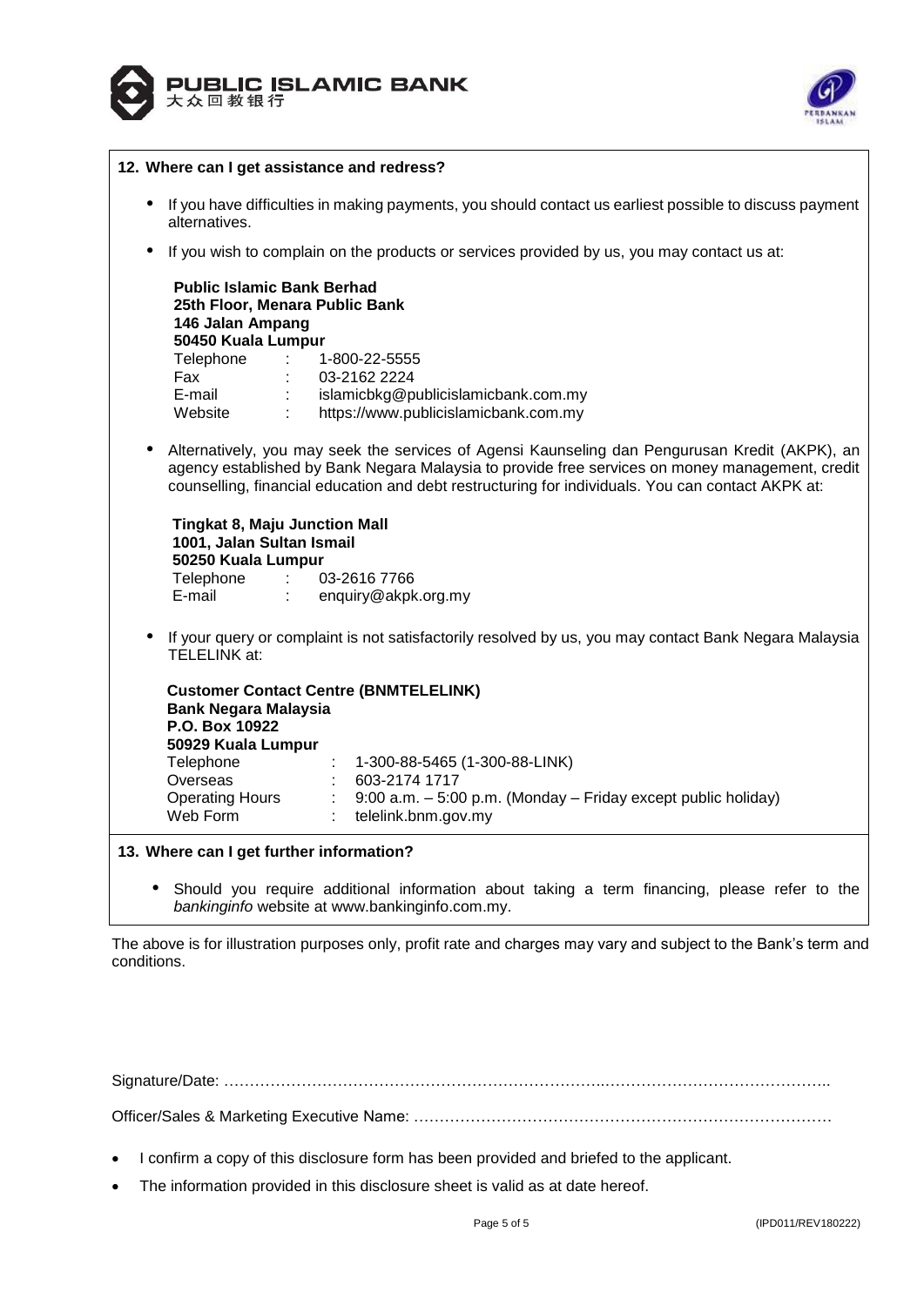## 12. Where can I get assistance and redress?

- If you have difficulties in making payments, you should contact us earliest possible to discuss payment alternatives.
- If you wish to complain on the products or services provided by us, you may contact us at:

  **Public Islamic Bank Berhad**
  **25th Floor, Menara Public Bank**
  **146 Jalan Ampang**
  **50450 Kuala Lumpur**
  Telephone : 1-800-22-5555
  Fax : 03-2162 2224
  E-mail : islamicbkg@publicislamicbank.com.my
  Website : https://www.publicislamicbank.com.my

- Alternatively, you may seek the services of Agensi Kaunseling dan Pengurusan Kredit (AKPK), an agency established by Bank Negara Malaysia to provide free services on money management, credit counselling, financial education and debt restructuring for individuals. You can contact AKPK at:

  **Tingkat 8, Maju Junction Mall**
  **1001, Jalan Sultan Ismail**
  **50250 Kuala Lumpur**
  Telephone : 03-2616 7766
  E-mail : enquiry@akpk.org.my

- If your query or complaint is not satisfactorily resolved by us, you may contact Bank Negara Malaysia TELELINK at:

  **Customer Contact Centre (BNMTELELINK)**
  **Bank Negara Malaysia**
  **P.O. Box 10922**
  **50929 Kuala Lumpur**
  Telephone : 1-300-88-5465 (1-300-88-LINK)
  Overseas : 603-2174 1717
  Operating Hours : 9:00 a.m. – 5:00 p.m. (Monday – Friday except public holiday)
  Web Form : telelink.bnm.gov.my

## 13. Where can I get further information?

- Should you require additional information about taking a term financing, please refer to the *bankinginfo* website at www.bankinginfo.com.my.

The above is for illustration purposes only, profit rate and charges may vary and subject to the Bank's term and conditions.

Signature/Date: ……………………………………………………………………………………………………………..

Officer/Sales & Marketing Executive Name: ………………………………………………………………………

- I confirm a copy of this disclosure form has been provided and briefed to the applicant.
- The information provided in this disclosure sheet is valid as at date hereof.

(IPD011/REV180222)